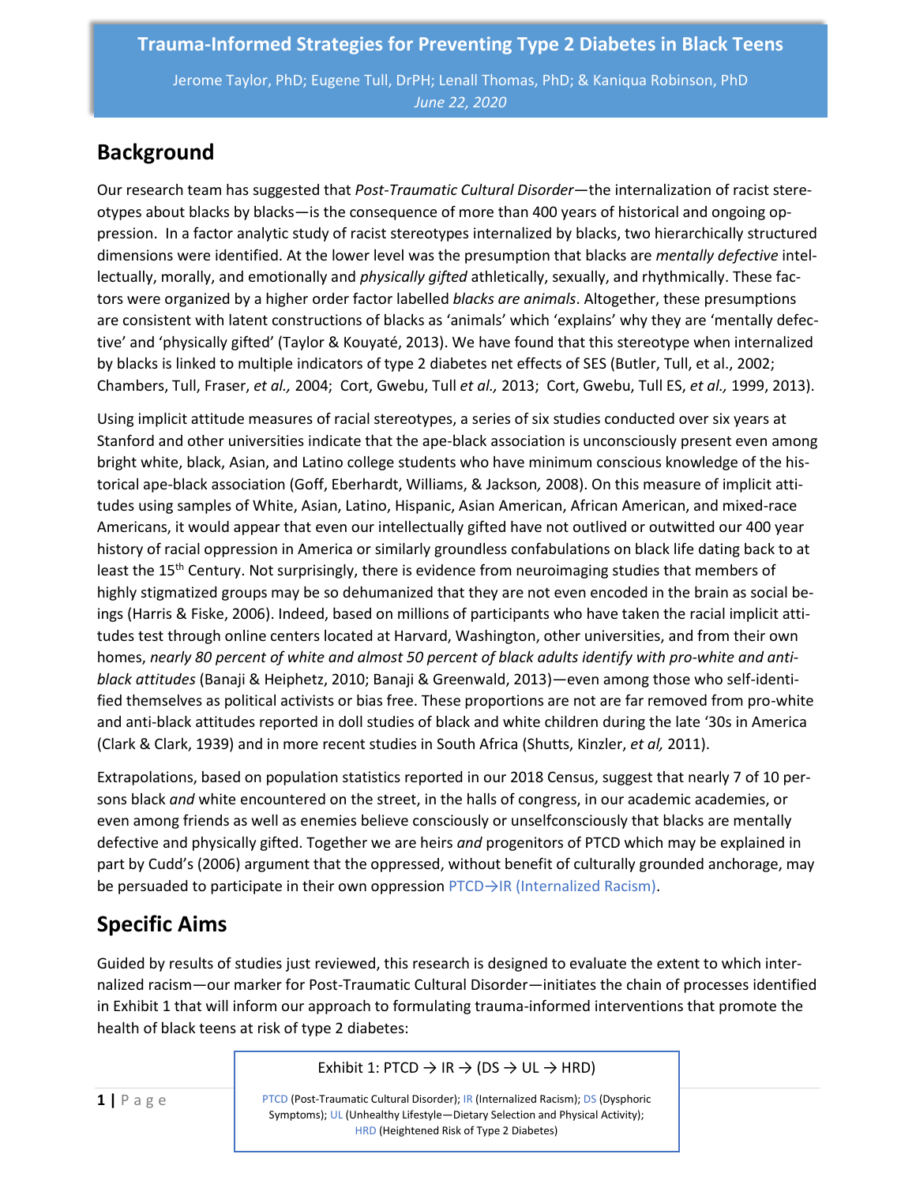# Trauma-Informed Strategies for Preventing Type 2 Diabetes in Black Teens

Jerome Taylor, PhD; Eugene Tull, DrPH; Lenall Thomas, PhD; & Kaniqua Robinson, PhD

*June 22, 2020*

## Background

Our research team has suggested that *Post-Traumatic Cultural Disorder*—the internalization of racist stereotypes about blacks by blacks—is the consequence of more than 400 years of historical and ongoing oppression. In a factor analytic study of racist stereotypes internalized by blacks, two hierarchically structured dimensions were identified. At the lower level was the presumption that blacks are *mentally defective* intellectually, morally, and emotionally and *physically gifted* athletically, sexually, and rhythmically. These factors were organized by a higher order factor labelled *blacks are animals*. Altogether, these presumptions are consistent with latent constructions of blacks as 'animals' which 'explains' why they are 'mentally defective' and 'physically gifted' (Taylor & Kouyaté, 2013). We have found that this stereotype when internalized by blacks is linked to multiple indicators of type 2 diabetes net effects of SES (Butler, Tull, et al., 2002; Chambers, Tull, Fraser, *et al.,* 2004; Cort, Gwebu, Tull *et al.,* 2013; Cort, Gwebu, Tull ES, *et al.,* 1999, 2013).

Using implicit attitude measures of racial stereotypes, a series of six studies conducted over six years at Stanford and other universities indicate that the ape-black association is unconsciously present even among bright white, black, Asian, and Latino college students who have minimum conscious knowledge of the historical ape-black association (Goff, Eberhardt, Williams, & Jackson*,* 2008). On this measure of implicit attitudes using samples of White, Asian, Latino, Hispanic, Asian American, African American, and mixed-race Americans, it would appear that even our intellectually gifted have not outlived or outwitted our 400 year history of racial oppression in America or similarly groundless confabulations on black life dating back to at least the 15th Century. Not surprisingly, there is evidence from neuroimaging studies that members of highly stigmatized groups may be so dehumanized that they are not even encoded in the brain as social beings (Harris & Fiske, 2006). Indeed, based on millions of participants who have taken the racial implicit attitudes test through online centers located at Harvard, Washington, other universities, and from their own homes, *nearly 80 percent of white and almost 50 percent of black adults identify with pro-white and anti-black attitudes* (Banaji & Heiphetz, 2010; Banaji & Greenwald, 2013)—even among those who self-identified themselves as political activists or bias free. These proportions are not are far removed from pro-white and anti-black attitudes reported in doll studies of black and white children during the late '30s in America (Clark & Clark, 1939) and in more recent studies in South Africa (Shutts, Kinzler, *et al,* 2011).

Extrapolations, based on population statistics reported in our 2018 Census, suggest that nearly 7 of 10 persons black *and* white encountered on the street, in the halls of congress, in our academic academies, or even among friends as well as enemies believe consciously or unselfconsciously that blacks are mentally defective and physically gifted. Together we are heirs *and* progenitors of PTCD which may be explained in part by Cudd's (2006) argument that the oppressed, without benefit of culturally grounded anchorage, may be persuaded to participate in their own oppression PTCD→IR (Internalized Racism).

## Specific Aims

Guided by results of studies just reviewed, this research is designed to evaluate the extent to which internalized racism—our marker for Post-Traumatic Cultural Disorder—initiates the chain of processes identified in Exhibit 1 that will inform our approach to formulating trauma-informed interventions that promote the health of black teens at risk of type 2 diabetes:

Exhibit 1: PTCD → IR → (DS → UL → HRD)

PTCD (Post-Traumatic Cultural Disorder); IR (Internalized Racism); DS (Dysphoric Symptoms); UL (Unhealthy Lifestyle—Dietary Selection and Physical Activity); HRD (Heightened Risk of Type 2 Diabetes)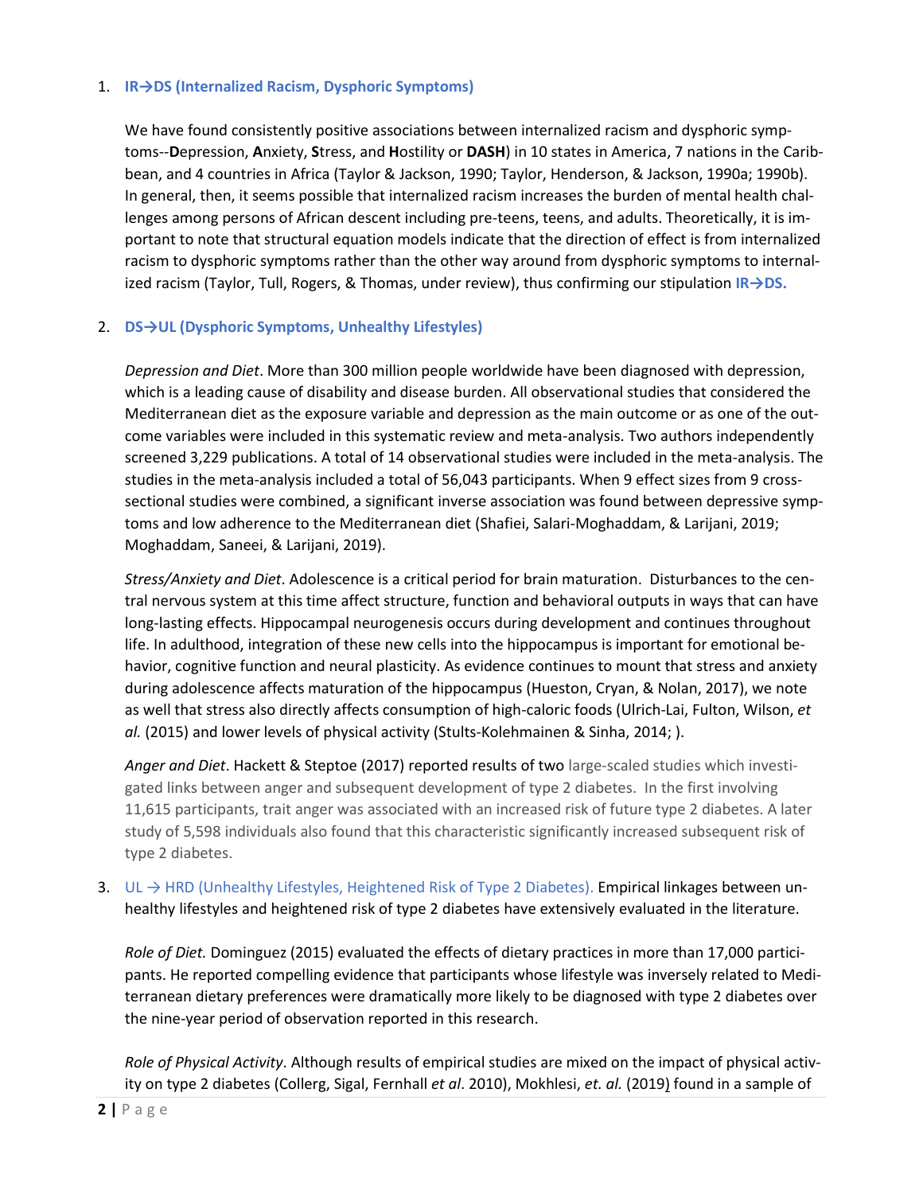1. **IR→DS (Internalized Racism, Dysphoric Symptoms)**

   We have found consistently positive associations between internalized racism and dysphoric symptoms--**D**epression, **A**nxiety, **S**tress, and **H**ostility or **DASH**) in 10 states in America, 7 nations in the Caribbean, and 4 countries in Africa (Taylor & Jackson, 1990; Taylor, Henderson, & Jackson, 1990a; 1990b). In general, then, it seems possible that internalized racism increases the burden of mental health challenges among persons of African descent including pre-teens, teens, and adults. Theoretically, it is important to note that structural equation models indicate that the direction of effect is from internalized racism to dysphoric symptoms rather than the other way around from dysphoric symptoms to internalized racism (Taylor, Tull, Rogers, & Thomas, under review), thus confirming our stipulation **IR→DS.**

2. **DS→UL (Dysphoric Symptoms, Unhealthy Lifestyles)**

   *Depression and Diet*. More than 300 million people worldwide have been diagnosed with depression, which is a leading cause of disability and disease burden. All observational studies that considered the Mediterranean diet as the exposure variable and depression as the main outcome or as one of the outcome variables were included in this systematic review and meta-analysis. Two authors independently screened 3,229 publications. A total of 14 observational studies were included in the meta-analysis. The studies in the meta-analysis included a total of 56,043 participants. When 9 effect sizes from 9 cross-sectional studies were combined, a significant inverse association was found between depressive symptoms and low adherence to the Mediterranean diet (Shafiei, Salari-Moghaddam, & Larijani, 2019; Moghaddam, Saneei, & Larijani, 2019).

   *Stress/Anxiety and Diet*. Adolescence is a critical period for brain maturation. Disturbances to the central nervous system at this time affect structure, function and behavioral outputs in ways that can have long-lasting effects. Hippocampal neurogenesis occurs during development and continues throughout life. In adulthood, integration of these new cells into the hippocampus is important for emotional behavior, cognitive function and neural plasticity. As evidence continues to mount that stress and anxiety during adolescence affects maturation of the hippocampus (Hueston, Cryan, & Nolan, 2017), we note as well that stress also directly affects consumption of high-caloric foods (Ulrich-Lai, Fulton, Wilson, *et al.* (2015) and lower levels of physical activity (Stults-Kolehmainen & Sinha, 2014; ).

   *Anger and Diet*. Hackett & Steptoe (2017) reported results of two large-scaled studies which investigated links between anger and subsequent development of type 2 diabetes. In the first involving 11,615 participants, trait anger was associated with an increased risk of future type 2 diabetes. A later study of 5,598 individuals also found that this characteristic significantly increased subsequent risk of type 2 diabetes.

3. UL → HRD (Unhealthy Lifestyles, Heightened Risk of Type 2 Diabetes). Empirical linkages between unhealthy lifestyles and heightened risk of type 2 diabetes have extensively evaluated in the literature.

   *Role of Diet.* Dominguez (2015) evaluated the effects of dietary practices in more than 17,000 participants. He reported compelling evidence that participants whose lifestyle was inversely related to Mediterranean dietary preferences were dramatically more likely to be diagnosed with type 2 diabetes over the nine-year period of observation reported in this research.

   *Role of Physical Activity*. Although results of empirical studies are mixed on the impact of physical activity on type 2 diabetes (Collerg, Sigal, Fernhall *et al*. 2010), Mokhlesi, *et. al.* (2019) found in a sample of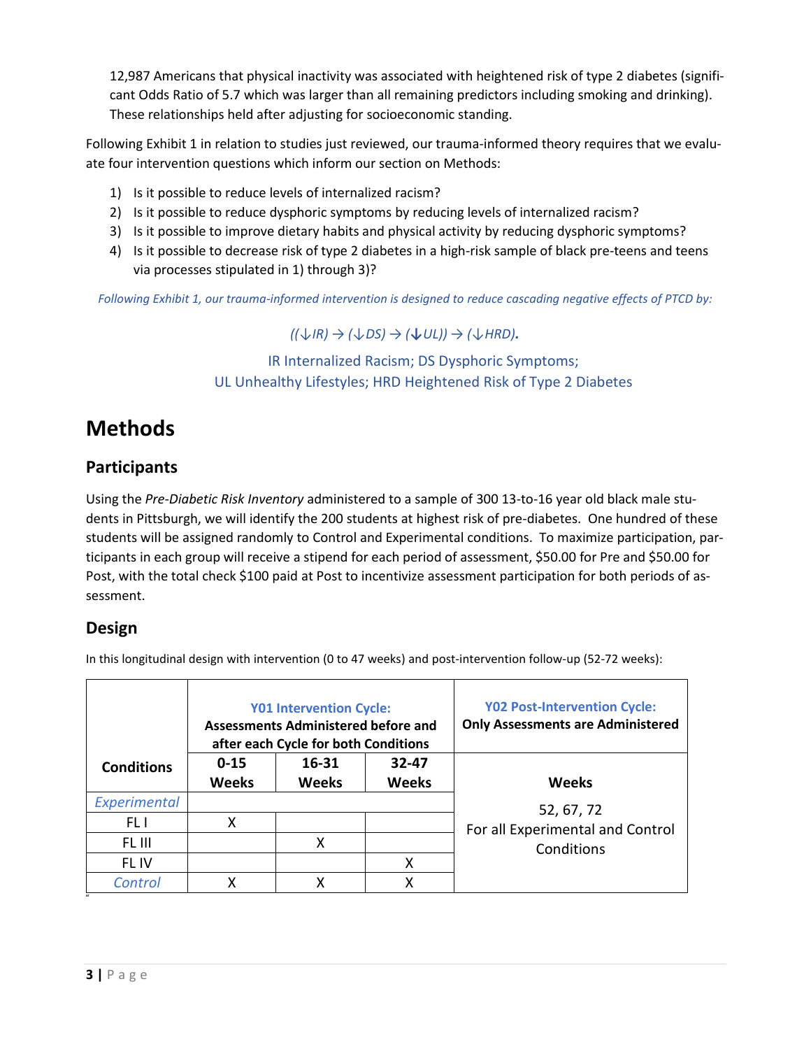12,987 Americans that physical inactivity was associated with heightened risk of type 2 diabetes (significant Odds Ratio of 5.7 which was larger than all remaining predictors including smoking and drinking). These relationships held after adjusting for socioeconomic standing.

Following Exhibit 1 in relation to studies just reviewed, our trauma-informed theory requires that we evaluate four intervention questions which inform our section on Methods:

1) Is it possible to reduce levels of internalized racism?
2) Is it possible to reduce dysphoric symptoms by reducing levels of internalized racism?
3) Is it possible to improve dietary habits and physical activity by reducing dysphoric symptoms?
4) Is it possible to decrease risk of type 2 diabetes in a high-risk sample of black pre-teens and teens via processes stipulated in 1) through 3)?

*Following Exhibit 1, our trauma-informed intervention is designed to reduce cascading negative effects of PTCD by:*

*((↓IR) → (↓DS) → (↓UL)) → (↓HRD).*

IR Internalized Racism; DS Dysphoric Symptoms;
UL Unhealthy Lifestyles; HRD Heightened Risk of Type 2 Diabetes

# Methods

## Participants

Using the *Pre-Diabetic Risk Inventory* administered to a sample of 300 13-to-16 year old black male students in Pittsburgh, we will identify the 200 students at highest risk of pre-diabetes. One hundred of these students will be assigned randomly to Control and Experimental conditions. To maximize participation, participants in each group will receive a stipend for each period of assessment, $50.00 for Pre and $50.00 for Post, with the total check $100 paid at Post to incentivize assessment participation for both periods of assessment.

## Design

In this longitudinal design with intervention (0 to 47 weeks) and post-intervention follow-up (52-72 weeks):

| Conditions | Y01 Intervention Cycle: Assessments Administered before and after each Cycle for both Conditions | | | Y02 Post-Intervention Cycle: Only Assessments are Administered |
|---|---|---|---|---|
| | 0-15 Weeks | 16-31 Weeks | 32-47 Weeks | Weeks |
| *Experimental* | | | | 52, 67, 72 For all Experimental and Control Conditions |
| FL I | X | | | |
| FL III | | X | | |
| FL IV | | | X | |
| *Control* | X | X | X | |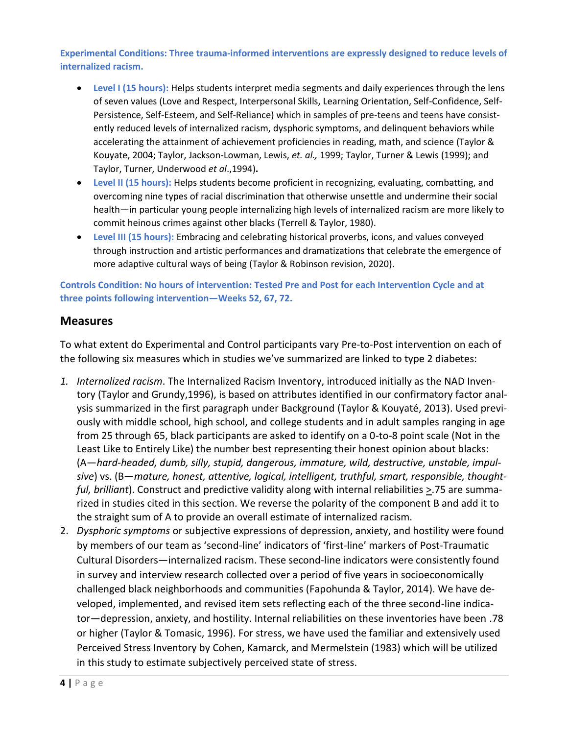**Experimental Conditions: Three trauma-informed interventions are expressly designed to reduce levels of internalized racism.**

- **Level I (15 hours):** Helps students interpret media segments and daily experiences through the lens of seven values (Love and Respect, Interpersonal Skills, Learning Orientation, Self-Confidence, Self-Persistence, Self-Esteem, and Self-Reliance) which in samples of pre-teens and teens have consistently reduced levels of internalized racism, dysphoric symptoms, and delinquent behaviors while accelerating the attainment of achievement proficiencies in reading, math, and science (Taylor & Kouyate, 2004; Taylor, Jackson-Lowman, Lewis, *et. al.,* 1999; Taylor, Turner & Lewis (1999); and Taylor, Turner, Underwood *et al*.,1994)**.**
- **Level II (15 hours):** Helps students become proficient in recognizing, evaluating, combatting, and overcoming nine types of racial discrimination that otherwise unsettle and undermine their social health—in particular young people internalizing high levels of internalized racism are more likely to commit heinous crimes against other blacks (Terrell & Taylor, 1980).
- **Level III (15 hours):** Embracing and celebrating historical proverbs, icons, and values conveyed through instruction and artistic performances and dramatizations that celebrate the emergence of more adaptive cultural ways of being (Taylor & Robinson revision, 2020).

**Controls Condition: No hours of intervention: Tested Pre and Post for each Intervention Cycle and at three points following intervention—Weeks 52, 67, 72.**

## Measures

To what extent do Experimental and Control participants vary Pre-to-Post intervention on each of the following six measures which in studies we've summarized are linked to type 2 diabetes:

1. *Internalized racism*. The Internalized Racism Inventory, introduced initially as the NAD Inventory (Taylor and Grundy,1996), is based on attributes identified in our confirmatory factor analysis summarized in the first paragraph under Background (Taylor & Kouyaté, 2013). Used previously with middle school, high school, and college students and in adult samples ranging in age from 25 through 65, black participants are asked to identify on a 0-to-8 point scale (Not in the Least Like to Entirely Like) the number best representing their honest opinion about blacks: (A—*hard-headed, dumb, silly, stupid, dangerous, immature, wild, destructive, unstable, impulsive*) vs. (B—*mature, honest, attentive, logical, intelligent, truthful, smart, responsible, thoughtful, brilliant*). Construct and predictive validity along with internal reliabilities $\geq$.75 are summarized in studies cited in this section. We reverse the polarity of the component B and add it to the straight sum of A to provide an overall estimate of internalized racism.
2. *Dysphoric symptoms* or subjective expressions of depression, anxiety, and hostility were found by members of our team as 'second-line' indicators of 'first-line' markers of Post-Traumatic Cultural Disorders—internalized racism. These second-line indicators were consistently found in survey and interview research collected over a period of five years in socioeconomically challenged black neighborhoods and communities (Fapohunda & Taylor, 2014). We have developed, implemented, and revised item sets reflecting each of the three second-line indicator—depression, anxiety, and hostility. Internal reliabilities on these inventories have been .78 or higher (Taylor & Tomasic, 1996). For stress, we have used the familiar and extensively used Perceived Stress Inventory by Cohen, Kamarck, and Mermelstein (1983) which will be utilized in this study to estimate subjectively perceived state of stress.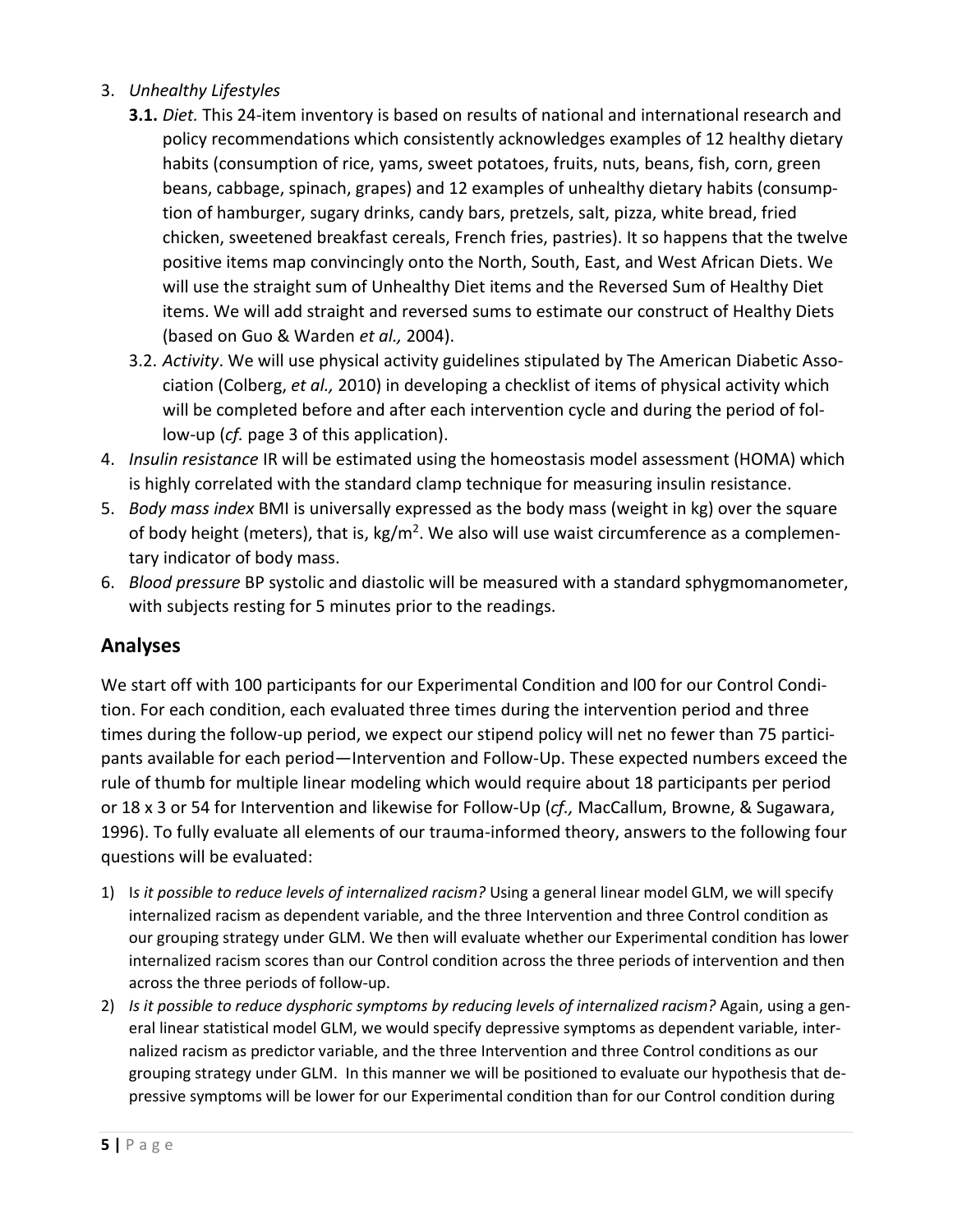3. *Unhealthy Lifestyles*
   **3.1.** *Diet.* This 24-item inventory is based on results of national and international research and policy recommendations which consistently acknowledges examples of 12 healthy dietary habits (consumption of rice, yams, sweet potatoes, fruits, nuts, beans, fish, corn, green beans, cabbage, spinach, grapes) and 12 examples of unhealthy dietary habits (consumption of hamburger, sugary drinks, candy bars, pretzels, salt, pizza, white bread, fried chicken, sweetened breakfast cereals, French fries, pastries). It so happens that the twelve positive items map convincingly onto the North, South, East, and West African Diets. We will use the straight sum of Unhealthy Diet items and the Reversed Sum of Healthy Diet items. We will add straight and reversed sums to estimate our construct of Healthy Diets (based on Guo & Warden *et al.,* 2004).
   3.2. *Activity*. We will use physical activity guidelines stipulated by The American Diabetic Association (Colberg, *et al.,* 2010) in developing a checklist of items of physical activity which will be completed before and after each intervention cycle and during the period of follow-up (*cf.* page 3 of this application).
4. *Insulin resistance* IR will be estimated using the homeostasis model assessment (HOMA) which is highly correlated with the standard clamp technique for measuring insulin resistance.
5. *Body mass index* BMI is universally expressed as the body mass (weight in kg) over the square of body height (meters), that is, kg/m$^2$. We also will use waist circumference as a complementary indicator of body mass.
6. *Blood pressure* BP systolic and diastolic will be measured with a standard sphygmomanometer, with subjects resting for 5 minutes prior to the readings.

## Analyses

We start off with 100 participants for our Experimental Condition and l00 for our Control Condition. For each condition, each evaluated three times during the intervention period and three times during the follow-up period, we expect our stipend policy will net no fewer than 75 participants available for each period—Intervention and Follow-Up. These expected numbers exceed the rule of thumb for multiple linear modeling which would require about 18 participants per period or 18 x 3 or 54 for Intervention and likewise for Follow-Up (*cf.,* MacCallum, Browne, & Sugawara, 1996). To fully evaluate all elements of our trauma-informed theory, answers to the following four questions will be evaluated:

1) I*s it possible to reduce levels of internalized racism?* Using a general linear model GLM, we will specify internalized racism as dependent variable, and the three Intervention and three Control condition as our grouping strategy under GLM. We then will evaluate whether our Experimental condition has lower internalized racism scores than our Control condition across the three periods of intervention and then across the three periods of follow-up.
2) *Is it possible to reduce dysphoric symptoms by reducing levels of internalized racism?* Again, using a general linear statistical model GLM, we would specify depressive symptoms as dependent variable, internalized racism as predictor variable, and the three Intervention and three Control conditions as our grouping strategy under GLM. In this manner we will be positioned to evaluate our hypothesis that depressive symptoms will be lower for our Experimental condition than for our Control condition during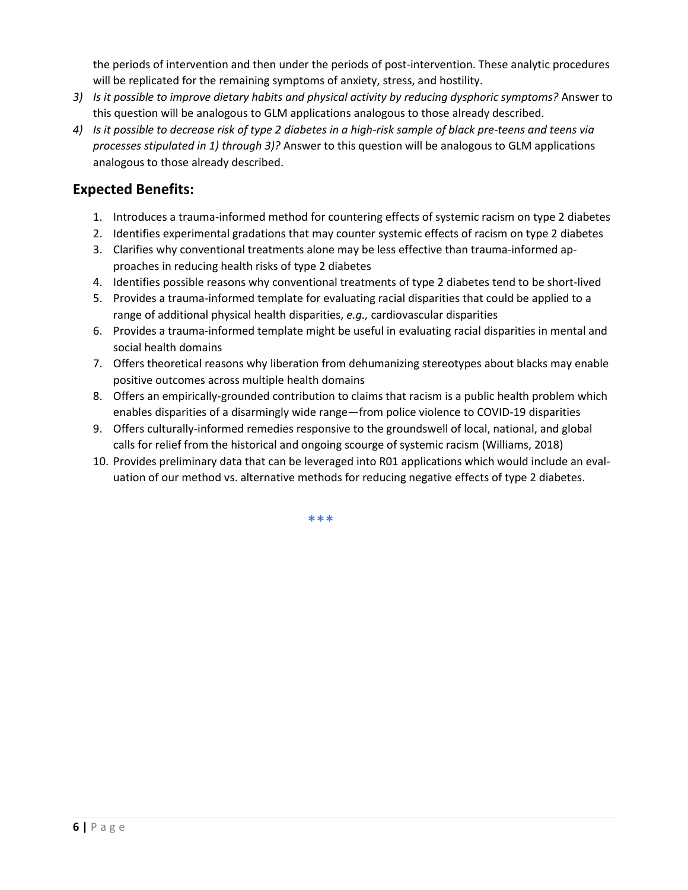the periods of intervention and then under the periods of post-intervention. These analytic procedures will be replicated for the remaining symptoms of anxiety, stress, and hostility.

3) *Is it possible to improve dietary habits and physical activity by reducing dysphoric symptoms?* Answer to this question will be analogous to GLM applications analogous to those already described.
4) *Is it possible to decrease risk of type 2 diabetes in a high-risk sample of black pre-teens and teens via processes stipulated in 1) through 3)?* Answer to this question will be analogous to GLM applications analogous to those already described.

## Expected Benefits:

1. Introduces a trauma-informed method for countering effects of systemic racism on type 2 diabetes
2. Identifies experimental gradations that may counter systemic effects of racism on type 2 diabetes
3. Clarifies why conventional treatments alone may be less effective than trauma-informed approaches in reducing health risks of type 2 diabetes
4. Identifies possible reasons why conventional treatments of type 2 diabetes tend to be short-lived
5. Provides a trauma-informed template for evaluating racial disparities that could be applied to a range of additional physical health disparities, *e.g.,* cardiovascular disparities
6. Provides a trauma-informed template might be useful in evaluating racial disparities in mental and social health domains
7. Offers theoretical reasons why liberation from dehumanizing stereotypes about blacks may enable positive outcomes across multiple health domains
8. Offers an empirically-grounded contribution to claims that racism is a public health problem which enables disparities of a disarmingly wide range—from police violence to COVID-19 disparities
9. Offers culturally-informed remedies responsive to the groundswell of local, national, and global calls for relief from the historical and ongoing scourge of systemic racism (Williams, 2018)
10. Provides preliminary data that can be leveraged into R01 applications which would include an evaluation of our method vs. alternative methods for reducing negative effects of type 2 diabetes.

***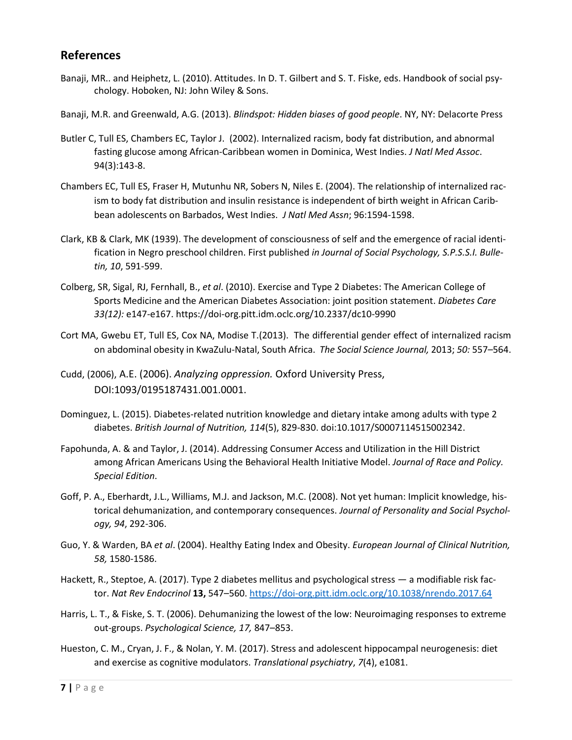## References

Banaji, MR.. and Heiphetz, L. (2010). Attitudes. In D. T. Gilbert and S. T. Fiske, eds. Handbook of social psychology. Hoboken, NJ: John Wiley & Sons.

Banaji, M.R. and Greenwald, A.G. (2013). *Blindspot: Hidden biases of good people*. NY, NY: Delacorte Press

Butler C, Tull ES, Chambers EC, Taylor J. (2002). Internalized racism, body fat distribution, and abnormal fasting glucose among African-Caribbean women in Dominica, West Indies. *J Natl Med Assoc*. 94(3):143-8.

Chambers EC, Tull ES, Fraser H, Mutunhu NR, Sobers N, Niles E. (2004). The relationship of internalized racism to body fat distribution and insulin resistance is independent of birth weight in African Caribbean adolescents on Barbados, West Indies. *J Natl Med Assn*; 96:1594-1598.

Clark, KB & Clark, MK (1939). The development of consciousness of self and the emergence of racial identification in Negro preschool children. First published *in Journal of Social Psychology, S.P.S.S.I. Bulletin, 10*, 591-599.

Colberg, SR, Sigal, RJ, Fernhall, B., *et al*. (2010). Exercise and Type 2 Diabetes: The American College of Sports Medicine and the American Diabetes Association: joint position statement. *Diabetes Care 33(12):* e147-e167. https://doi-org.pitt.idm.oclc.org/10.2337/dc10-9990

Cort MA, Gwebu ET, Tull ES, Cox NA, Modise T.(2013). The differential gender effect of internalized racism on abdominal obesity in KwaZulu-Natal, South Africa. *The Social Science Journal,* 2013; *50:* 557–564.

Cudd, (2006), A.E. (2006). *Analyzing oppression.* Oxford University Press, DOI:1093/0195187431.001.0001.

Dominguez, L. (2015). Diabetes-related nutrition knowledge and dietary intake among adults with type 2 diabetes. *British Journal of Nutrition, 114*(5), 829-830. doi:10.1017/S0007114515002342.

Fapohunda, A. & and Taylor, J. (2014). Addressing Consumer Access and Utilization in the Hill District among African Americans Using the Behavioral Health Initiative Model. *Journal of Race and Policy. Special Edition*.

Goff, P. A., Eberhardt, J.L., Williams, M.J. and Jackson, M.C. (2008). Not yet human: Implicit knowledge, historical dehumanization, and contemporary consequences. *Journal of Personality and Social Psychology, 94*, 292-306.

Guo, Y. & Warden, BA *et al*. (2004). Healthy Eating Index and Obesity. *European Journal of Clinical Nutrition, 58,* 1580-1586.

Hackett, R., Steptoe, A. (2017). Type 2 diabetes mellitus and psychological stress — a modifiable risk factor. *Nat Rev Endocrinol* **13,** 547–560. https://doi-org.pitt.idm.oclc.org/10.1038/nrendo.2017.64

Harris, L. T., & Fiske, S. T. (2006). Dehumanizing the lowest of the low: Neuroimaging responses to extreme out-groups. *Psychological Science, 17,* 847–853.

Hueston, C. M., Cryan, J. F., & Nolan, Y. M. (2017). Stress and adolescent hippocampal neurogenesis: diet and exercise as cognitive modulators. *Translational psychiatry*, *7*(4), e1081.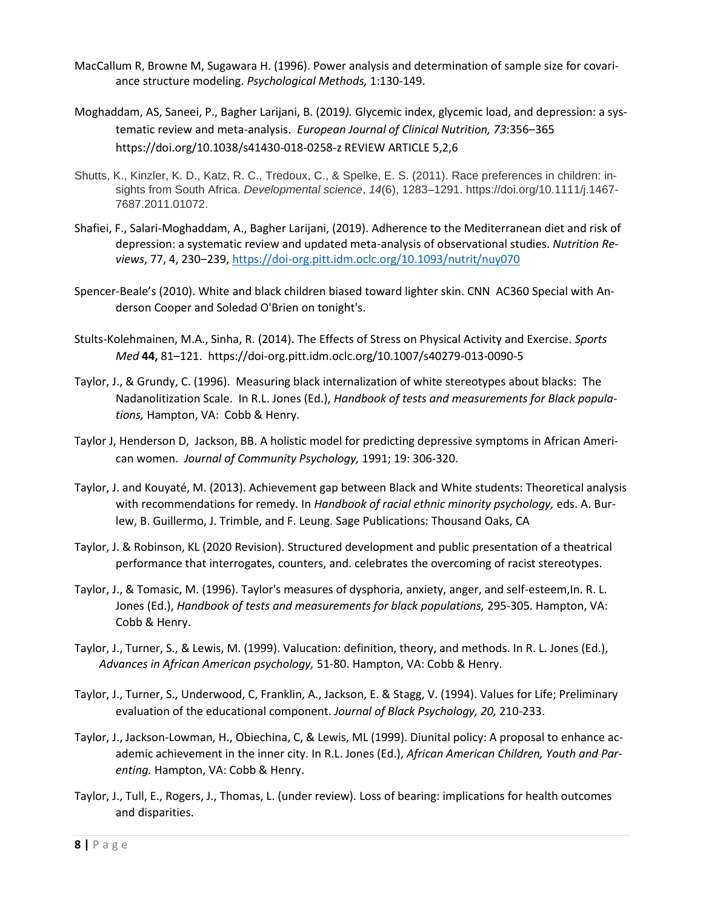MacCallum R, Browne M, Sugawara H. (1996). Power analysis and determination of sample size for covariance structure modeling. *Psychological Methods,* 1:130-149.

Moghaddam, AS, Saneei, P., Bagher Larijani, B. (2019*).* Glycemic index, glycemic load, and depression: a systematic review and meta-analysis. *European Journal of Clinical Nutrition, 73*:356–365 https://doi.org/10.1038/s41430-018-0258-z REVIEW ARTICLE 5,2,6

Shutts, K., Kinzler, K. D., Katz, R. C., Tredoux, C., & Spelke, E. S. (2011). Race preferences in children: insights from South Africa. *Developmental science*, *14*(6), 1283–1291. https://doi.org/10.1111/j.1467-7687.2011.01072.

Shafiei, F., Salari-Moghaddam, A., Bagher Larijani, (2019). Adherence to the Mediterranean diet and risk of depression: a systematic review and updated meta-analysis of observational studies. *Nutrition Reviews*, 77, 4, 230–239, https://doi-org.pitt.idm.oclc.org/10.1093/nutrit/nuy070

Spencer-Beale's (2010). White and black children biased toward lighter skin. CNN AC360 Special with Anderson Cooper and Soledad O'Brien on tonight's.

Stults-Kolehmainen, M.A., Sinha, R. (2014). The Effects of Stress on Physical Activity and Exercise. *Sports Med* **44,** 81–121. https://doi-org.pitt.idm.oclc.org/10.1007/s40279-013-0090-5

Taylor, J., & Grundy, C. (1996). Measuring black internalization of white stereotypes about blacks: The Nadanolitization Scale. In R.L. Jones (Ed.), *Handbook of tests and measurements for Black populations,* Hampton, VA: Cobb & Henry.

Taylor J, Henderson D, Jackson, BB. A holistic model for predicting depressive symptoms in African American women. *Journal of Community Psychology,* 1991; 19: 306-320.

Taylor, J. and Kouyaté, M. (2013). Achievement gap between Black and White students: Theoretical analysis with recommendations for remedy. In *Handbook of racial ethnic minority psychology,* eds. A. Burlew, B. Guillermo, J. Trimble, and F. Leung. Sage Publications: Thousand Oaks, CA

Taylor, J. & Robinson, KL (2020 Revision). Structured development and public presentation of a theatrical performance that interrogates, counters, and. celebrates the overcoming of racist stereotypes.

Taylor, J., & Tomasic, M. (1996). Taylor's measures of dysphoria, anxiety, anger, and self-esteem,In. R. L. Jones (Ed.), *Handbook of tests and measurements for black populations,* 295-305. Hampton, VA: Cobb & Henry.

Taylor, J., Turner, S., & Lewis, M. (1999). Valucation: definition, theory, and methods. In R. L. Jones (Ed.), *Advances in African American psychology,* 51-80. Hampton, VA: Cobb & Henry.

Taylor, J., Turner, S., Underwood, C, Franklin, A., Jackson, E. & Stagg, V. (1994). Values for Life; Preliminary evaluation of the educational component. *Journal of Black Psychology, 20,* 210-233.

Taylor, J., Jackson-Lowman, H., Obiechina, C, & Lewis, ML (1999). Diunital policy: A proposal to enhance academic achievement in the inner city. In R.L. Jones (Ed.), *African American Children, Youth and Parenting.* Hampton, VA: Cobb & Henry.

Taylor, J., Tull, E., Rogers, J., Thomas, L. (under review). Loss of bearing: implications for health outcomes and disparities.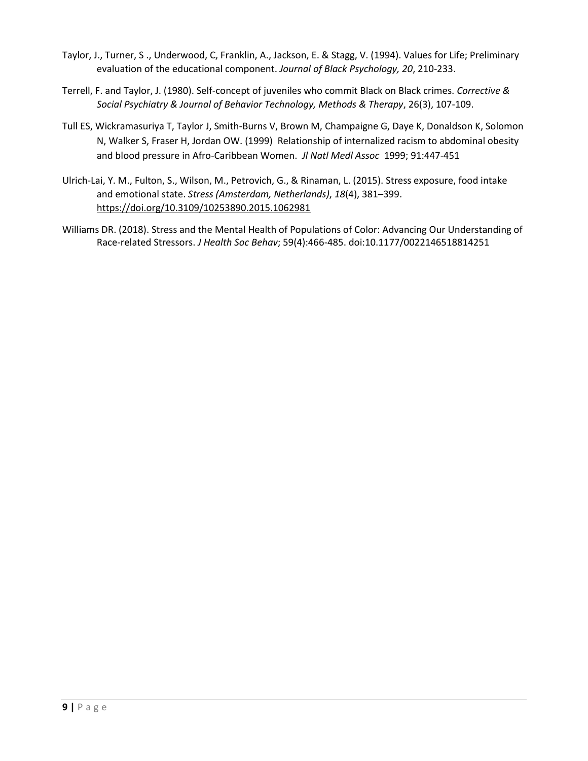Taylor, J., Turner, S ., Underwood, C, Franklin, A., Jackson, E. & Stagg, V. (1994). Values for Life; Preliminary evaluation of the educational component. *Journal of Black Psychology, 20*, 210-233.

Terrell, F. and Taylor, J. (1980). Self-concept of juveniles who commit Black on Black crimes. *Corrective & Social Psychiatry & Journal of Behavior Technology, Methods & Therapy*, 26(3), 107-109.

Tull ES, Wickramasuriya T, Taylor J, Smith-Burns V, Brown M, Champaigne G, Daye K, Donaldson K, Solomon N, Walker S, Fraser H, Jordan OW. (1999) Relationship of internalized racism to abdominal obesity and blood pressure in Afro-Caribbean Women. *Jl Natl Medl Assoc* 1999; 91:447-451

Ulrich-Lai, Y. M., Fulton, S., Wilson, M., Petrovich, G., & Rinaman, L. (2015). Stress exposure, food intake and emotional state. *Stress (Amsterdam, Netherlands)*, *18*(4), 381–399. https://doi.org/10.3109/10253890.2015.1062981

Williams DR. (2018). Stress and the Mental Health of Populations of Color: Advancing Our Understanding of Race-related Stressors. *J Health Soc Behav*; 59(4):466-485. doi:10.1177/0022146518814251